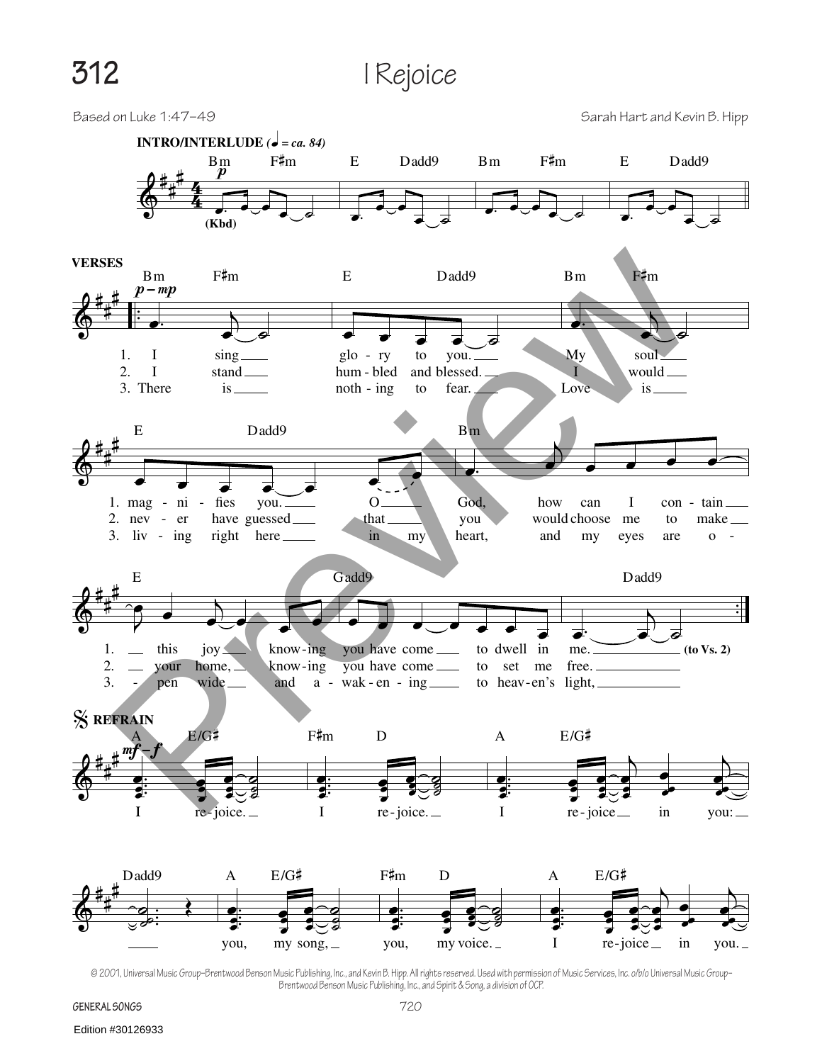# 312 I Rejoice

Based on Luke 1:47–49

Sarah Hart and Kevin B. Hipp

**INTRO/INTERLUDE** (♩ = ca. 84)

Bm F♯m E Dadd9 Bm F♯m E Dadd9

*p* (Kbd)

**VERSES**

Bm F♯m E Dadd9 Bm F♯m

*p – mp*

1. I sing glo - ry to you. My soul
2. I stand hum - bled and blessed. I would
3. There is noth - ing to fear. Love is

E Dadd9 Bm

1. mag - ni - fies you. O God, how can I con - tain
2. nev - er have guessed that you would choose me to make
3. liv - ing right here in my heart, and my eyes are o -

E Gadd9 Dadd9

1. this joy know - ing you have come to dwell in me. (to Vs. 2)
2. your home, know - ing you have come to set me free.
3. - pen wide and a - wak - en - ing to heav - en's light,

**REFRAIN**

A E/G♯ F♯m D A E/G♯

*mf – f*

I re - joice. I re - joice. I re - joice in you:

Dadd9 A E/G♯ F♯m D A E/G♯

you, my song, you, my voice. I re - joice in you.

© 2001, Universal Music Group-Brentwood Benson Music Publishing, Inc., and Kevin B. Hipp. All rights reserved. Used with permission of Music Services, Inc. o/b/o Universal Music Group-Brentwood Benson Music Publishing, Inc., and Spirit & Song, a division of OCP.

GENERAL SONGS

Edition #30126933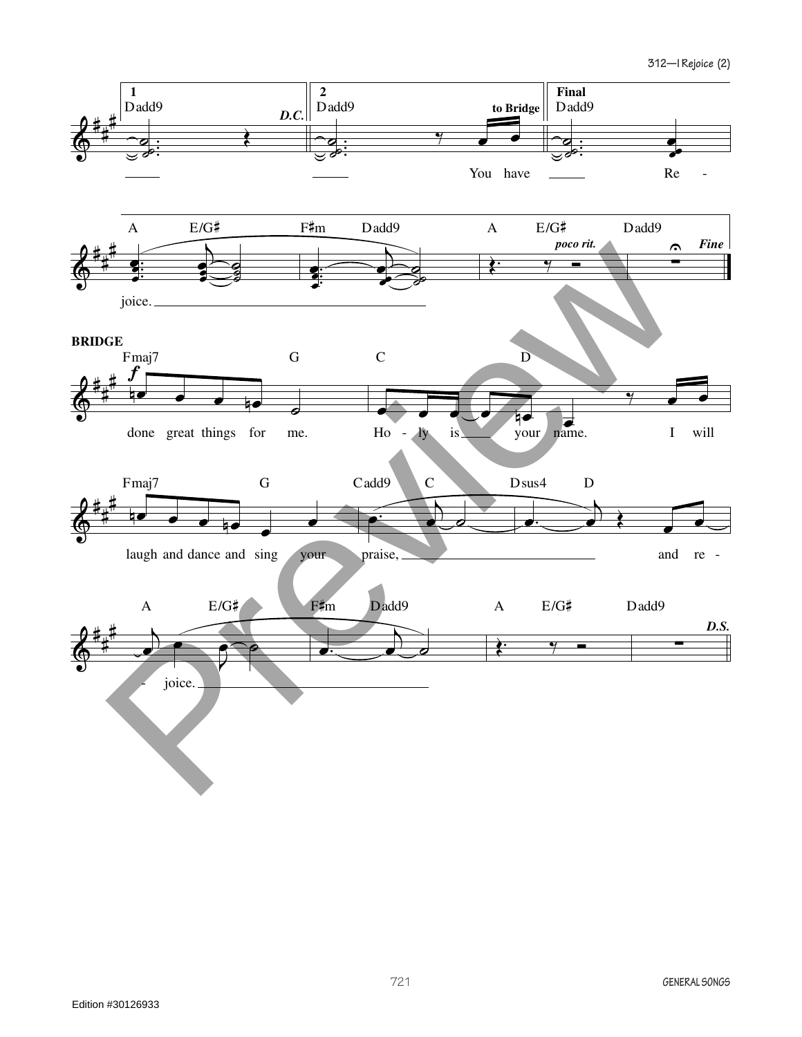**1** Dadd9 *D.C.* | **2** Dadd9 *to Bridge* | **Final** Dadd9

You have Re-

A E/G♯ F♯m Dadd9 A E/G♯ *poco rit.* Dadd9 *Fine*

joice.

**BRIDGE**

Fmaj7 G C D

done great things for me. Ho-ly is your name. I will

Fmaj7 G Cadd9 C Dsus4 D

laugh and dance and sing your praise, and re-

A E/G♯ F♯m Dadd9 A E/G♯ Dadd9 *D.S.*

-joice.